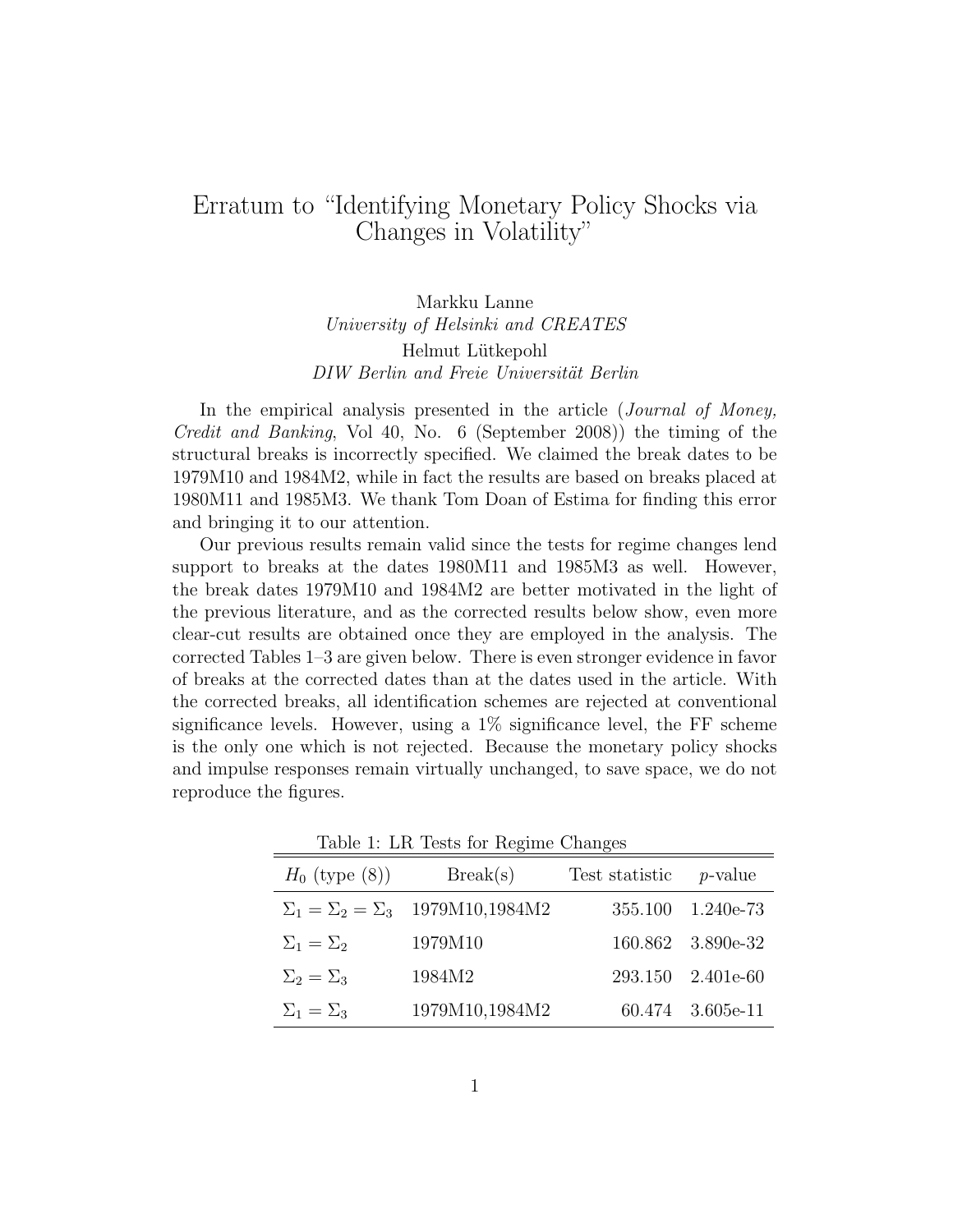# Erratum to "Identifying Monetary Policy Shocks via Changes in Volatility"

Markku Lanne
*University of Helsinki and CREATES*

Helmut Lütkepohl
*DIW Berlin and Freie Universität Berlin*

In the empirical analysis presented in the article (*Journal of Money, Credit and Banking*, Vol 40, No. 6 (September 2008)) the timing of the structural breaks is incorrectly specified. We claimed the break dates to be 1979M10 and 1984M2, while in fact the results are based on breaks placed at 1980M11 and 1985M3. We thank Tom Doan of Estima for finding this error and bringing it to our attention.

Our previous results remain valid since the tests for regime changes lend support to breaks at the dates 1980M11 and 1985M3 as well. However, the break dates 1979M10 and 1984M2 are better motivated in the light of the previous literature, and as the corrected results below show, even more clear-cut results are obtained once they are employed in the analysis. The corrected Tables 1–3 are given below. There is even stronger evidence in favor of breaks at the corrected dates than at the dates used in the article. With the corrected breaks, all identification schemes are rejected at conventional significance levels. However, using a 1% significance level, the FF scheme is the only one which is not rejected. Because the monetary policy shocks and impulse responses remain virtually unchanged, to save space, we do not reproduce the figures.

Table 1: LR Tests for Regime Changes

| $H_0$ (type (8)) | Break(s) | Test statistic | $p$-value |
|---|---|---|---|
| $\Sigma_1 = \Sigma_2 = \Sigma_3$ | 1979M10,1984M2 | 355.100 | 1.240e-73 |
| $\Sigma_1 = \Sigma_2$ | 1979M10 | 160.862 | 3.890e-32 |
| $\Sigma_2 = \Sigma_3$ | 1984M2 | 293.150 | 2.401e-60 |
| $\Sigma_1 = \Sigma_3$ | 1979M10,1984M2 | 60.474 | 3.605e-11 |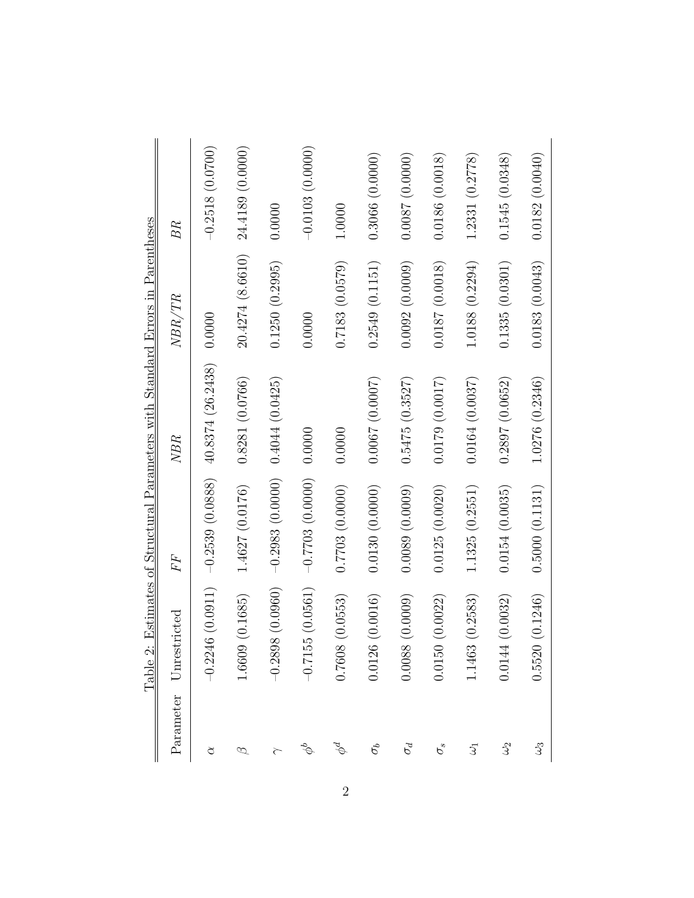Table 2: Estimates of Structural Parameters with Standard Errors in Parentheses

| Parameter | Unrestricted | *FF* | *NBR* | *NBR/TR* | *BR* |
|---|---|---|---|---|---|
| $\alpha$ | −0.2246 (0.0911) | −0.2539 (0.0888) | 40.8374 (26.2438) | 0.0000 | −0.2518 (0.0700) |
| $\beta$ | 1.6609 (0.1685) | 1.4627 (0.0176) | 0.8281 (0.0766) | 20.4274 (8.6610) | 24.4189 (0.0000) |
| $\gamma$ | −0.2898 (0.0960) | −0.2983 (0.0000) | 0.4044 (0.0425) | 0.1250 (0.2995) | 0.0000 |
| $\phi^b$ | −0.7155 (0.0561) | −0.7703 (0.0000) | 0.0000 | 0.0000 | −0.0103 (0.0000) |
| $\phi^d$ | 0.7608 (0.0553) | 0.7703 (0.0000) | 0.0000 | 0.7183 (0.0579) | 1.0000 |
| $\sigma_b$ | 0.0126 (0.0016) | 0.0130 (0.0000) | 0.0067 (0.0007) | 0.2549 (0.1151) | 0.3066 (0.0000) |
| $\sigma_d$ | 0.0088 (0.0009) | 0.0089 (0.0009) | 0.5475 (0.3527) | 0.0092 (0.0009) | 0.0087 (0.0000) |
| $\sigma_s$ | 0.0150 (0.0022) | 0.0125 (0.0020) | 0.0179 (0.0017) | 0.0187 (0.0018) | 0.0186 (0.0018) |
| $\omega_1$ | 1.1463 (0.2583) | 1.1325 (0.2551) | 0.0164 (0.0037) | 1.0188 (0.2294) | 1.2331 (0.2778) |
| $\omega_2$ | 0.0144 (0.0032) | 0.0154 (0.0035) | 0.2897 (0.0652) | 0.1335 (0.0301) | 0.1545 (0.0348) |
| $\omega_3$ | 0.5520 (0.1246) | 0.5000 (0.1131) | 1.0276 (0.2346) | 0.0183 (0.0043) | 0.0182 (0.0040) |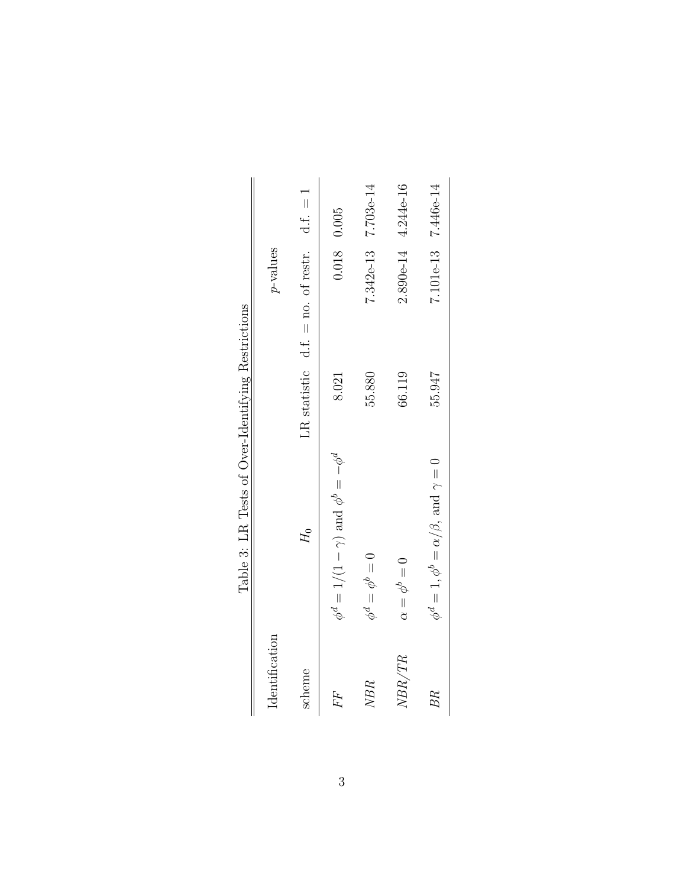Table 3: LR Tests of Over-Identifying Restrictions

| Identification scheme | $H_0$ | LR statistic | $p$-values d.f. = no. of restr. | $p$-values d.f. = 1 |
|---|---|---|---|---|
| *FF* | $\phi^d = 1/(1-\gamma)$ and $\phi^b = -\phi^d$ | 8.021 | 0.018 | 0.005 |
| *NBR* | $\phi^d = \phi^b = 0$ | 55.880 | 7.342e-13 | 7.703e-14 |
| *NBR/TR* | $\alpha = \phi^b = 0$ | 66.119 | 2.890e-14 | 4.244e-16 |
| *BR* | $\phi^d = 1, \phi^b = \alpha/\beta$, and $\gamma = 0$ | 55.947 | 7.101e-13 | 7.446e-14 |